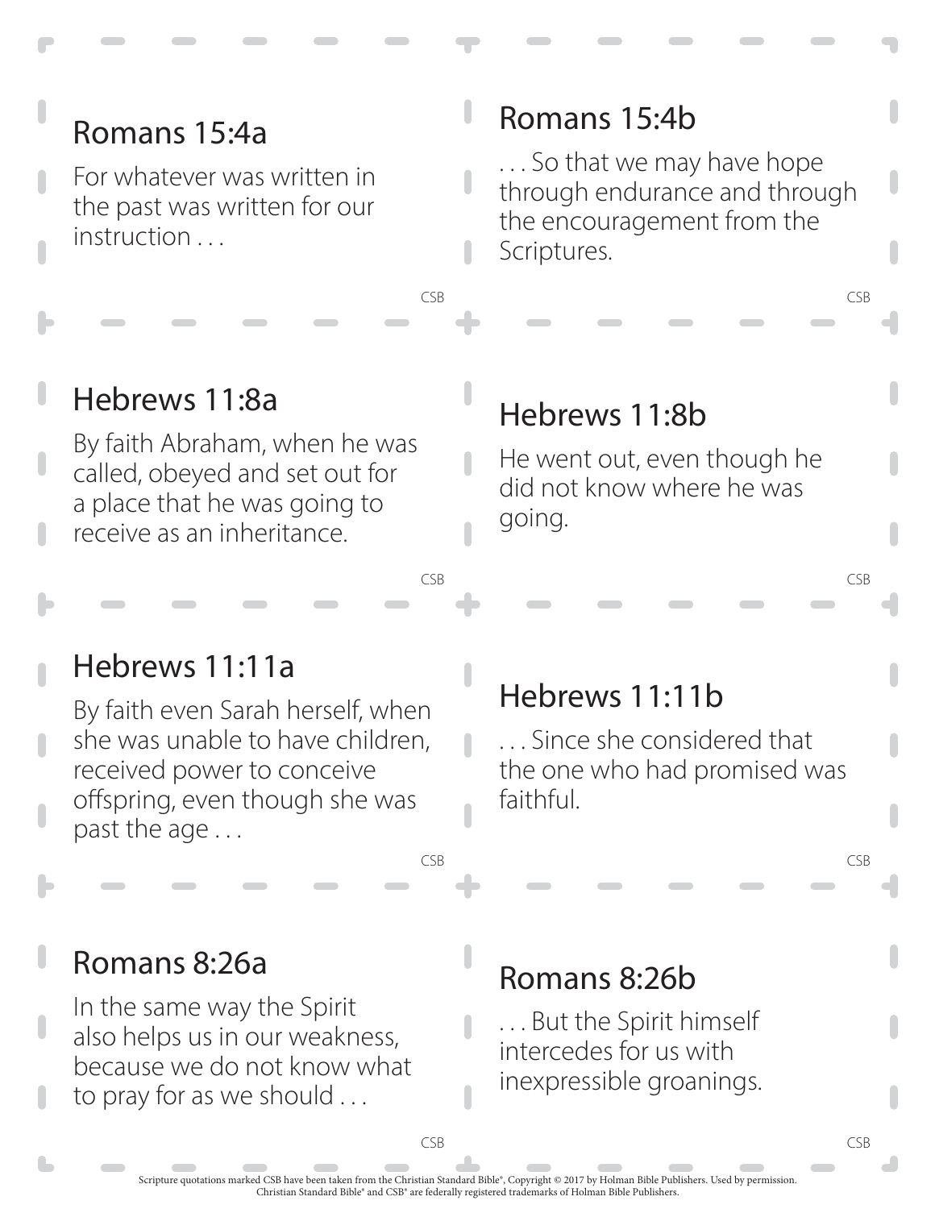## Romans 15:4a

For whatever was written in the past was written for our instruction . . .

CSB

## Romans 15:4b

. . . So that we may have hope through endurance and through the encouragement from the Scriptures.

CSB

## Hebrews 11:8a

By faith Abraham, when he was called, obeyed and set out for a place that he was going to receive as an inheritance.

CSB

## Hebrews 11:8b

He went out, even though he did not know where he was going.

CSB

## Hebrews 11:11a

By faith even Sarah herself, when she was unable to have children, received power to conceive offspring, even though she was past the age . . .

CSB

## Hebrews 11:11b

. . . Since she considered that the one who had promised was faithful.

CSB

## Romans 8:26a

In the same way the Spirit also helps us in our weakness, because we do not know what to pray for as we should . . .

CSB

## Romans 8:26b

. . . But the Spirit himself intercedes for us with inexpressible groanings.

CSB

Scripture quotations marked CSB have been taken from the Christian Standard Bible®, Copyright © 2017 by Holman Bible Publishers. Used by permission. Christian Standard Bible® and CSB® are federally registered trademarks of Holman Bible Publishers.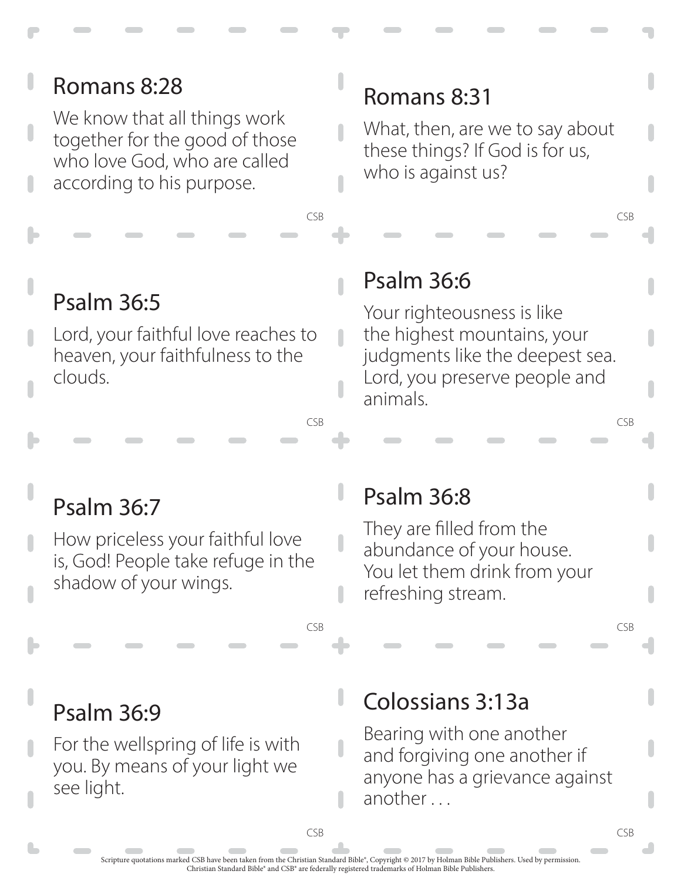## Romans 8:28

We know that all things work together for the good of those who love God, who are called according to his purpose.

CSB

## Romans 8:31

What, then, are we to say about these things? If God is for us, who is against us?

CSB

## Psalm 36:5

Lord, your faithful love reaches to heaven, your faithfulness to the clouds.

CSB

## Psalm 36:6

Your righteousness is like the highest mountains, your judgments like the deepest sea. Lord, you preserve people and animals.

CSB

## Psalm 36:7

How priceless your faithful love is, God! People take refuge in the shadow of your wings.

CSB

## Psalm 36:8

They are filled from the abundance of your house. You let them drink from your refreshing stream.

CSB

## Psalm 36:9

For the wellspring of life is with you. By means of your light we see light.

CSB

## Colossians 3:13a

Bearing with one another and forgiving one another if anyone has a grievance against another . . .

CSB

Scripture quotations marked CSB have been taken from the Christian Standard Bible®, Copyright © 2017 by Holman Bible Publishers. Used by permission. Christian Standard Bible® and CSB® are federally registered trademarks of Holman Bible Publishers.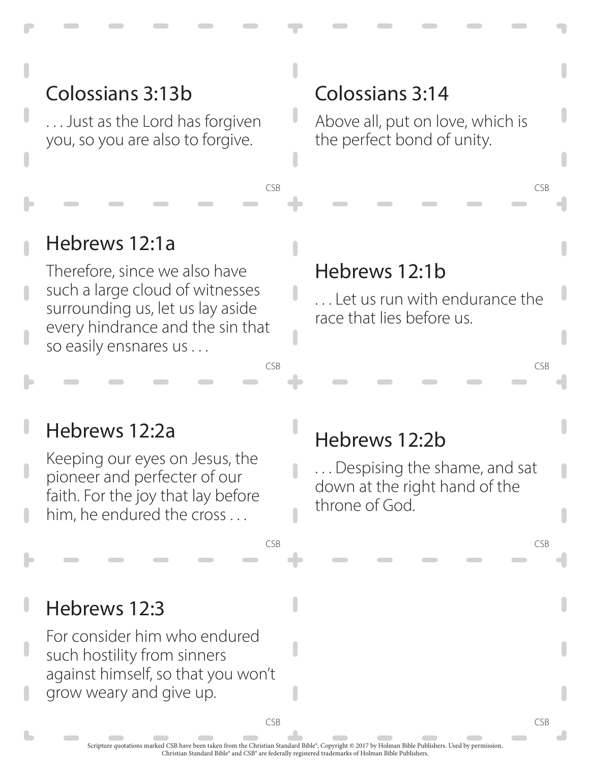## Colossians 3:13b

. . . Just as the Lord has forgiven you, so you are also to forgive.

CSB

## Colossians 3:14

Above all, put on love, which is the perfect bond of unity.

CSB

## Hebrews 12:1a

Therefore, since we also have such a large cloud of witnesses surrounding us, let us lay aside every hindrance and the sin that so easily ensnares us . . .

CSB

## Hebrews 12:1b

. . . Let us run with endurance the race that lies before us.

CSB

## Hebrews 12:2a

Keeping our eyes on Jesus, the pioneer and perfecter of our faith. For the joy that lay before him, he endured the cross . . .

CSB

## Hebrews 12:2b

. . . Despising the shame, and sat down at the right hand of the throne of God.

CSB

## Hebrews 12:3

For consider him who endured such hostility from sinners against himself, so that you won't grow weary and give up.

CSB

CSB

Scripture quotations marked CSB have been taken from the Christian Standard Bible®, Copyright © 2017 by Holman Bible Publishers. Used by permission. Christian Standard Bible® and CSB® are federally registered trademarks of Holman Bible Publishers.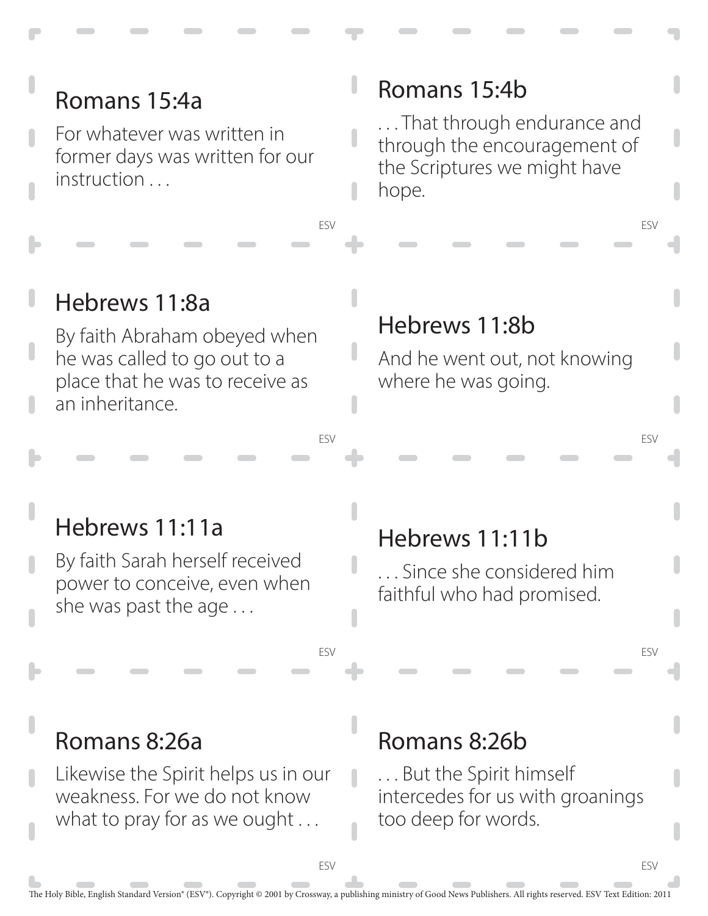## Romans 15:4a

For whatever was written in former days was written for our instruction . . .

ESV

## Romans 15:4b

. . . That through endurance and through the encouragement of the Scriptures we might have hope.

ESV

## Hebrews 11:8a

By faith Abraham obeyed when he was called to go out to a place that he was to receive as an inheritance.

ESV

## Hebrews 11:8b

And he went out, not knowing where he was going.

ESV

## Hebrews 11:11a

By faith Sarah herself received power to conceive, even when she was past the age . . .

ESV

## Hebrews 11:11b

. . . Since she considered him faithful who had promised.

ESV

## Romans 8:26a

Likewise the Spirit helps us in our weakness. For we do not know what to pray for as we ought . . .

ESV

## Romans 8:26b

. . . But the Spirit himself intercedes for us with groanings too deep for words.

ESV

The Holy Bible, English Standard Version® (ESV®). Copyright © 2001 by Crossway, a publishing ministry of Good News Publishers. All rights reserved. ESV Text Edition: 2011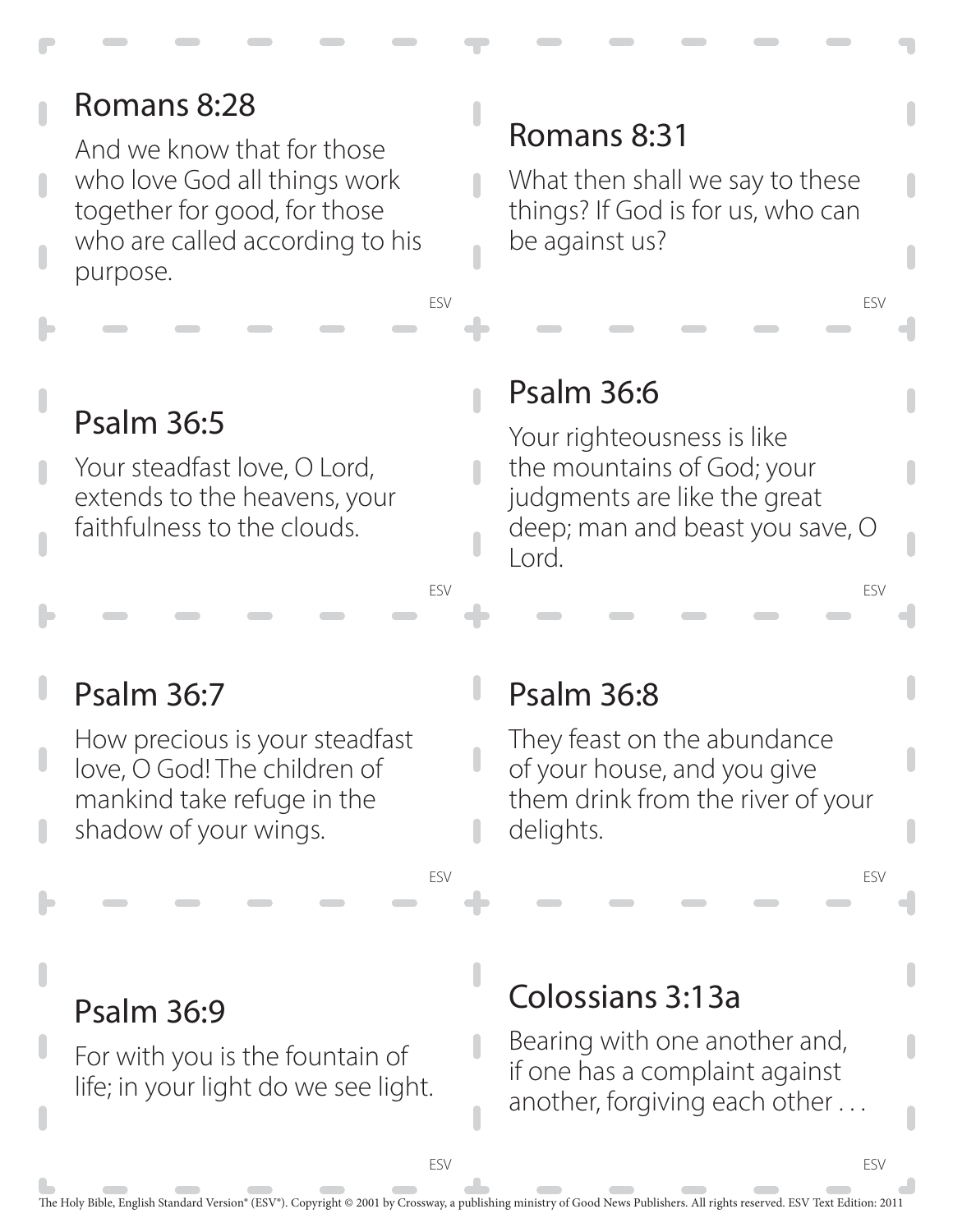## Romans 8:28

And we know that for those who love God all things work together for good, for those who are called according to his purpose.

ESV

## Romans 8:31

What then shall we say to these things? If God is for us, who can be against us?

ESV

## Psalm 36:5

Your steadfast love, O Lord, extends to the heavens, your faithfulness to the clouds.

ESV

## Psalm 36:6

Your righteousness is like the mountains of God; your judgments are like the great deep; man and beast you save, O Lord.

ESV

## Psalm 36:7

How precious is your steadfast love, O God! The children of mankind take refuge in the shadow of your wings.

ESV

## Psalm 36:8

They feast on the abundance of your house, and you give them drink from the river of your delights.

ESV

## Psalm 36:9

For with you is the fountain of life; in your light do we see light.

ESV

## Colossians 3:13a

Bearing with one another and, if one has a complaint against another, forgiving each other . . .

ESV

The Holy Bible, English Standard Version® (ESV®). Copyright © 2001 by Crossway, a publishing ministry of Good News Publishers. All rights reserved. ESV Text Edition: 2011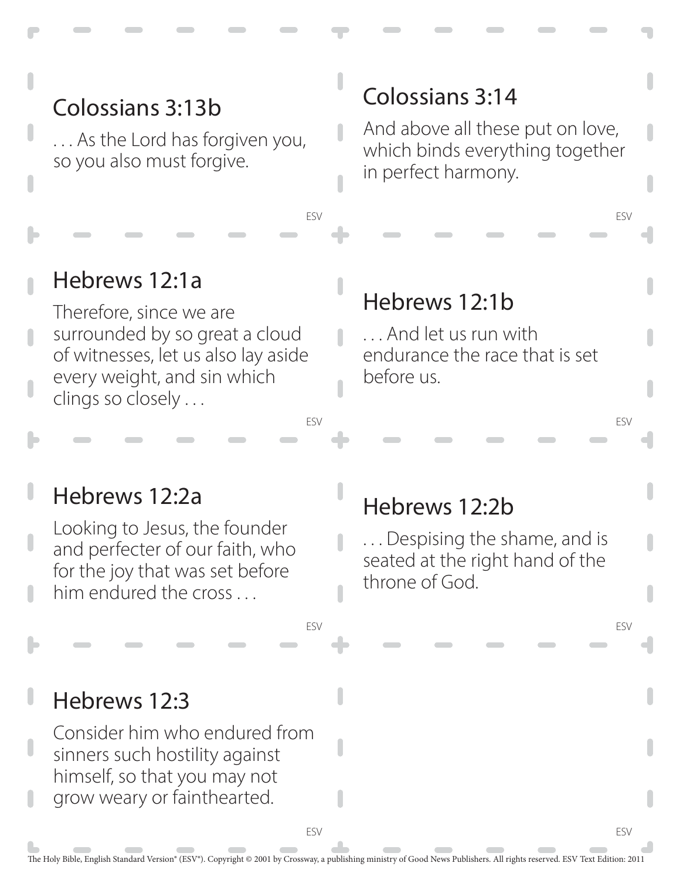## Colossians 3:13b

. . . As the Lord has forgiven you, so you also must forgive.

ESV

## Colossians 3:14

And above all these put on love, which binds everything together in perfect harmony.

ESV

## Hebrews 12:1a

Therefore, since we are surrounded by so great a cloud of witnesses, let us also lay aside every weight, and sin which clings so closely . . .

ESV

## Hebrews 12:1b

. . . And let us run with endurance the race that is set before us.

ESV

## Hebrews 12:2a

Looking to Jesus, the founder and perfecter of our faith, who for the joy that was set before him endured the cross . . .

ESV

## Hebrews 12:2b

. . . Despising the shame, and is seated at the right hand of the throne of God.

ESV

## Hebrews 12:3

Consider him who endured from sinners such hostility against himself, so that you may not grow weary or fainthearted.

ESV

The Holy Bible, English Standard Version® (ESV®). Copyright © 2001 by Crossway, a publishing ministry of Good News Publishers. All rights reserved. ESV Text Edition: 2011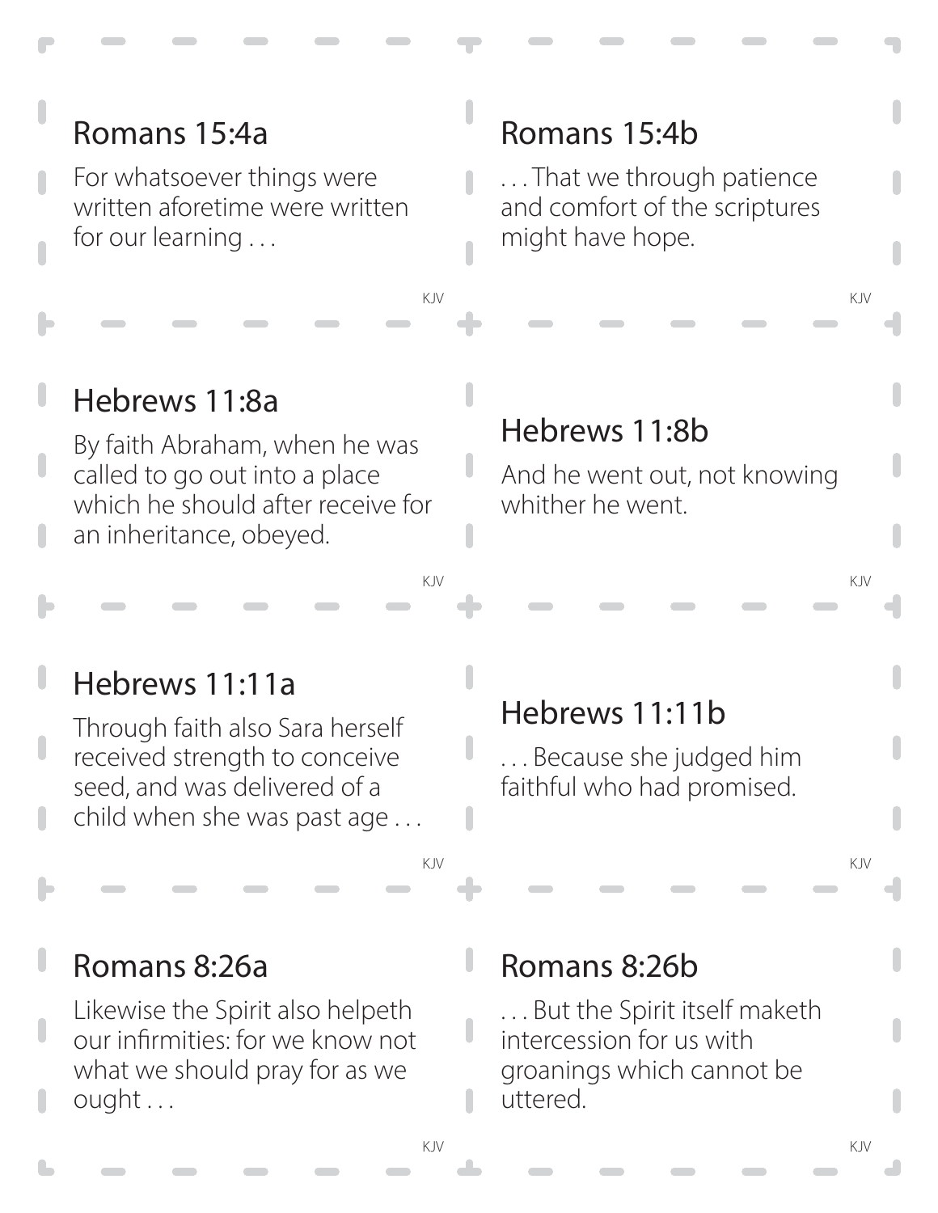## Romans 15:4a

For whatsoever things were written aforetime were written for our learning . . .

KJV

## Romans 15:4b

. . . That we through patience and comfort of the scriptures might have hope.

KJV

## Hebrews 11:8a

By faith Abraham, when he was called to go out into a place which he should after receive for an inheritance, obeyed.

KJV

## Hebrews 11:8b

And he went out, not knowing whither he went.

KJV

## Hebrews 11:11a

Through faith also Sara herself received strength to conceive seed, and was delivered of a child when she was past age . . .

KJV

## Hebrews 11:11b

. . . Because she judged him faithful who had promised.

KJV

## Romans 8:26a

Likewise the Spirit also helpeth our infirmities: for we know not what we should pray for as we ought . . .

KJV

## Romans 8:26b

. . . But the Spirit itself maketh intercession for us with groanings which cannot be uttered.

KJV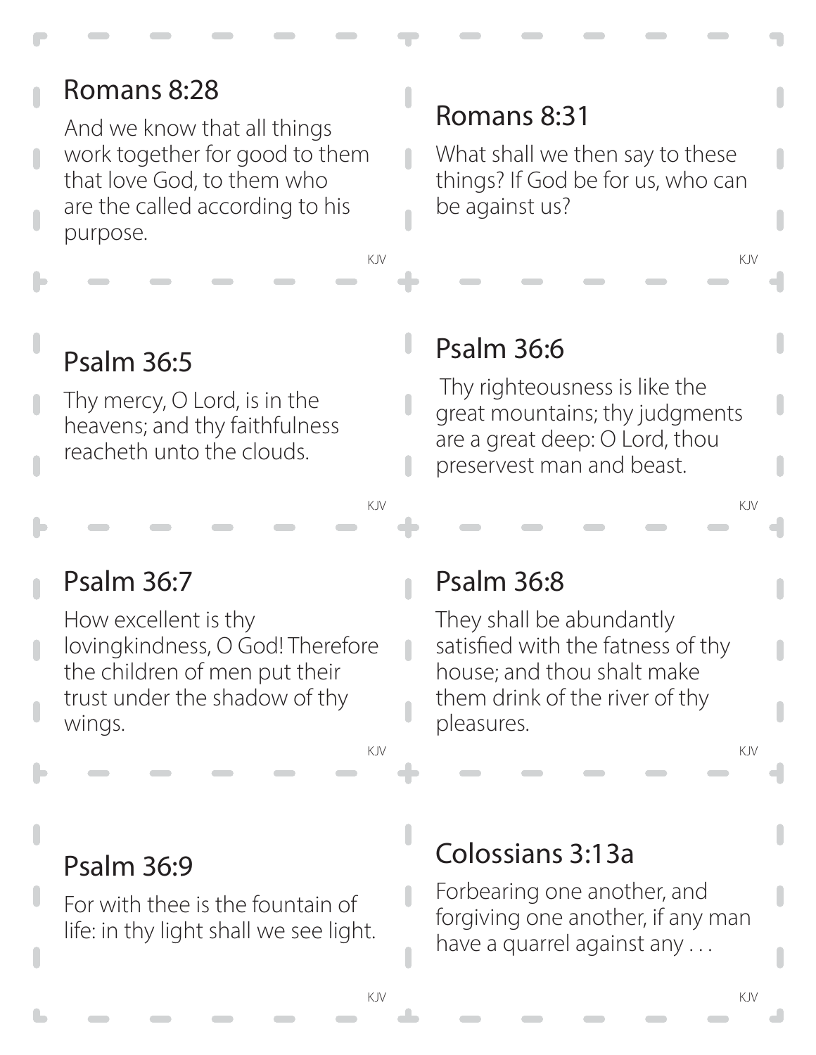## Romans 8:28

And we know that all things work together for good to them that love God, to them who are the called according to his purpose.

KJV

## Romans 8:31

What shall we then say to these things? If God be for us, who can be against us?

KJV

## Psalm 36:5

Thy mercy, O Lord, is in the heavens; and thy faithfulness reacheth unto the clouds.

KJV

## Psalm 36:6

Thy righteousness is like the great mountains; thy judgments are a great deep: O Lord, thou preservest man and beast.

KJV

## Psalm 36:7

How excellent is thy lovingkindness, O God! Therefore the children of men put their trust under the shadow of thy wings.

KJV

## Psalm 36:8

They shall be abundantly satisfied with the fatness of thy house; and thou shalt make them drink of the river of thy pleasures.

KJV

## Psalm 36:9

For with thee is the fountain of life: in thy light shall we see light.

KJV

## Colossians 3:13a

Forbearing one another, and forgiving one another, if any man have a quarrel against any . . .

KJV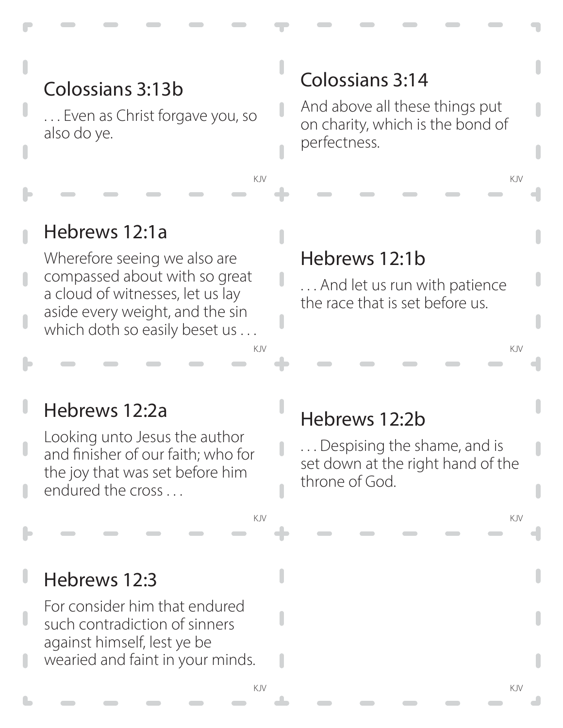## Colossians 3:13b

. . . Even as Christ forgave you, so also do ye.

KJV

## Colossians 3:14

And above all these things put on charity, which is the bond of perfectness.

KJV

## Hebrews 12:1a

Wherefore seeing we also are compassed about with so great a cloud of witnesses, let us lay aside every weight, and the sin which doth so easily beset us . . .

KJV

## Hebrews 12:1b

. . . And let us run with patience the race that is set before us.

KJV

## Hebrews 12:2a

Looking unto Jesus the author and finisher of our faith; who for the joy that was set before him endured the cross . . .

KJV

## Hebrews 12:2b

. . . Despising the shame, and is set down at the right hand of the throne of God.

KJV

## Hebrews 12:3

For consider him that endured such contradiction of sinners against himself, lest ye be wearied and faint in your minds.

KJV

KJV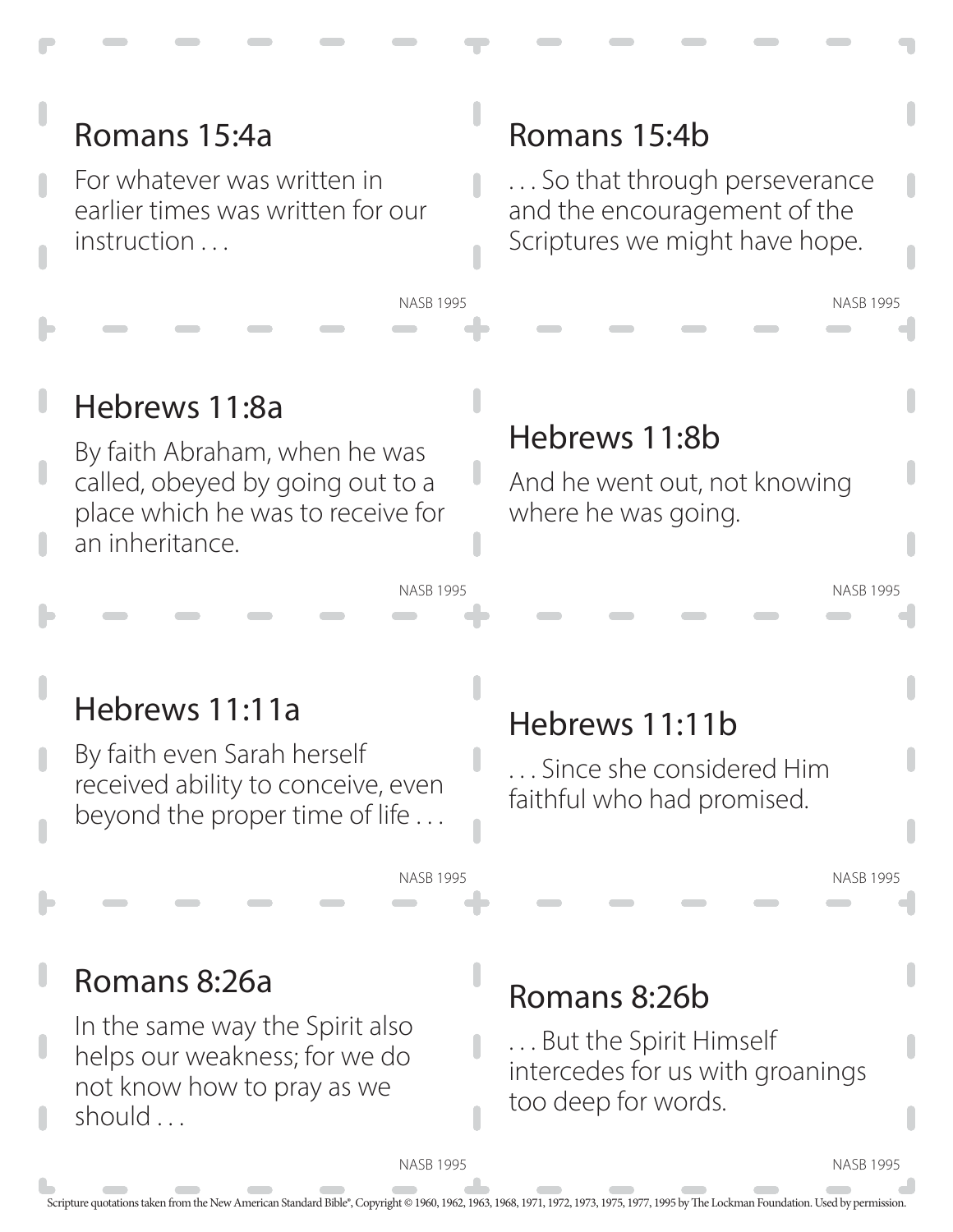## Romans 15:4a

For whatever was written in earlier times was written for our instruction . . .

NASB 1995

## Romans 15:4b

. . . So that through perseverance and the encouragement of the Scriptures we might have hope.

NASB 1995

## Hebrews 11:8a

By faith Abraham, when he was called, obeyed by going out to a place which he was to receive for an inheritance.

NASB 1995

## Hebrews 11:8b

And he went out, not knowing where he was going.

NASB 1995

## Hebrews 11:11a

By faith even Sarah herself received ability to conceive, even beyond the proper time of life . . .

NASB 1995

## Hebrews 11:11b

. . . Since she considered Him faithful who had promised.

NASB 1995

## Romans 8:26a

In the same way the Spirit also helps our weakness; for we do not know how to pray as we should . . .

NASB 1995

## Romans 8:26b

. . . But the Spirit Himself intercedes for us with groanings too deep for words.

NASB 1995

Scripture quotations taken from the New American Standard Bible®, Copyright © 1960, 1962, 1963, 1968, 1971, 1972, 1973, 1975, 1977, 1995 by The Lockman Foundation. Used by permission.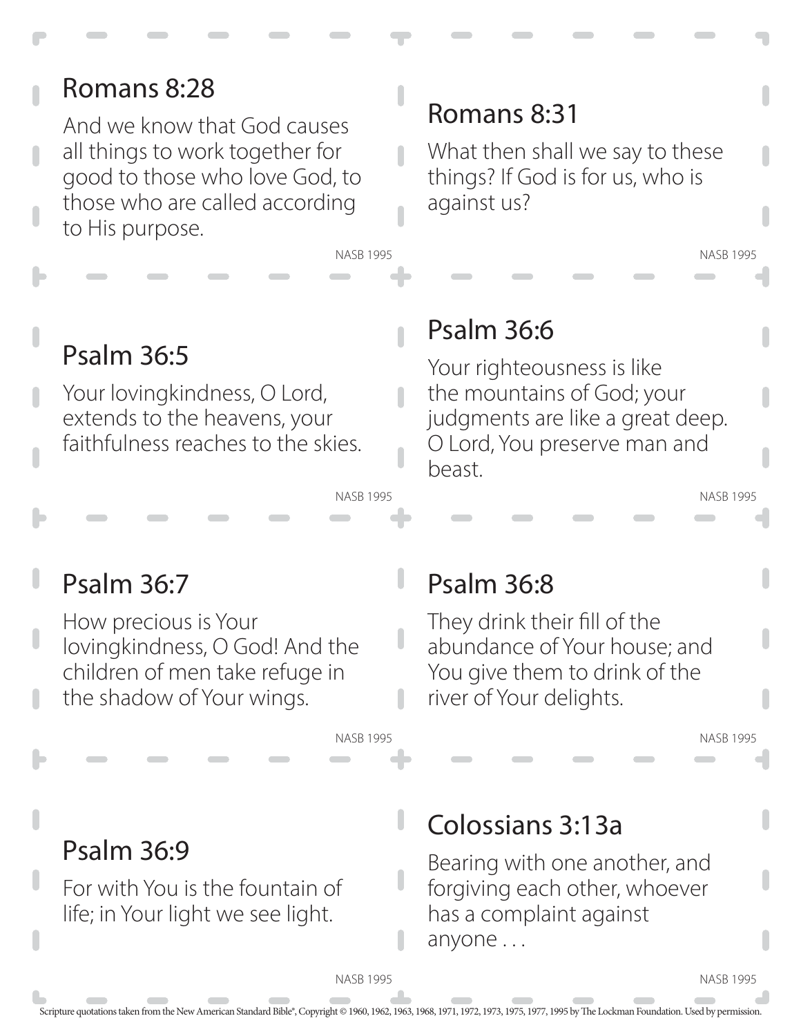## Romans 8:28

And we know that God causes all things to work together for good to those who love God, to those who are called according to His purpose.

NASB 1995

## Romans 8:31

What then shall we say to these things? If God is for us, who is against us?

NASB 1995

## Psalm 36:5

Your lovingkindness, O Lord, extends to the heavens, your faithfulness reaches to the skies.

NASB 1995

## Psalm 36:6

Your righteousness is like the mountains of God; your judgments are like a great deep. O Lord, You preserve man and beast.

NASB 1995

## Psalm 36:7

How precious is Your lovingkindness, O God! And the children of men take refuge in the shadow of Your wings.

NASB 1995

## Psalm 36:8

They drink their fill of the abundance of Your house; and You give them to drink of the river of Your delights.

NASB 1995

## Psalm 36:9

For with You is the fountain of life; in Your light we see light.

NASB 1995

## Colossians 3:13a

Bearing with one another, and forgiving each other, whoever has a complaint against anyone . . .

NASB 1995

Scripture quotations taken from the New American Standard Bible®, Copyright © 1960, 1962, 1963, 1968, 1971, 1972, 1973, 1975, 1977, 1995 by The Lockman Foundation. Used by permission.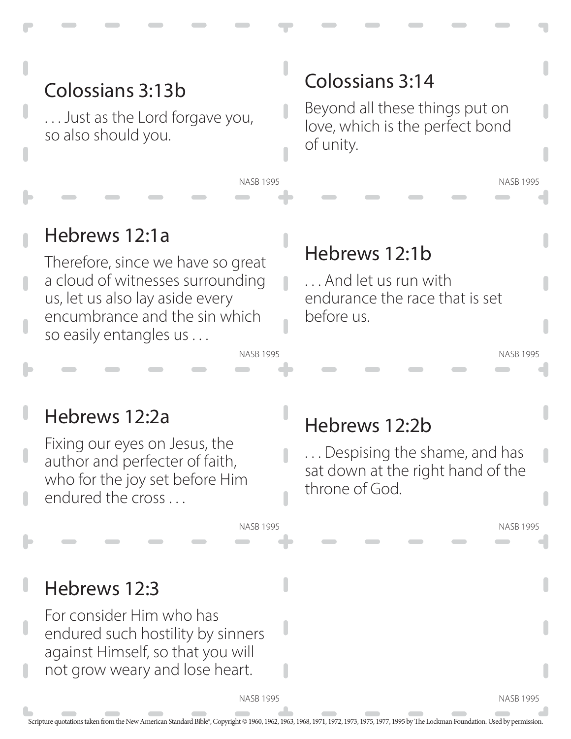## Colossians 3:13b

. . . Just as the Lord forgave you, so also should you.

NASB 1995

## Colossians 3:14

Beyond all these things put on love, which is the perfect bond of unity.

NASB 1995

## Hebrews 12:1a

Therefore, since we have so great a cloud of witnesses surrounding us, let us also lay aside every encumbrance and the sin which so easily entangles us . . .

NASB 1995

## Hebrews 12:1b

. . . And let us run with endurance the race that is set before us.

NASB 1995

## Hebrews 12:2a

Fixing our eyes on Jesus, the author and perfecter of faith, who for the joy set before Him endured the cross . . .

NASB 1995

## Hebrews 12:2b

. . . Despising the shame, and has sat down at the right hand of the throne of God.

NASB 1995

## Hebrews 12:3

For consider Him who has endured such hostility by sinners against Himself, so that you will not grow weary and lose heart.

NASB 1995

NASB 1995

Scripture quotations taken from the New American Standard Bible®, Copyright © 1960, 1962, 1963, 1968, 1971, 1972, 1973, 1975, 1977, 1995 by The Lockman Foundation. Used by permission.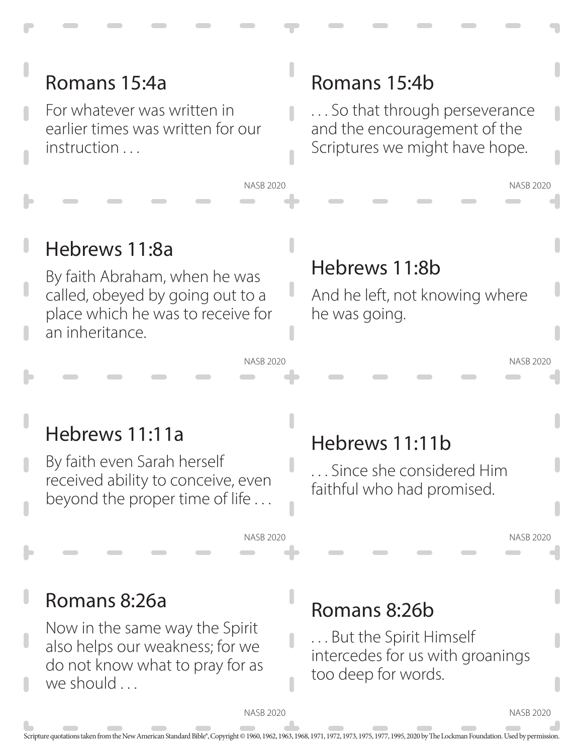## Romans 15:4a

For whatever was written in earlier times was written for our instruction . . .

NASB 2020

## Romans 15:4b

. . . So that through perseverance and the encouragement of the Scriptures we might have hope.

NASB 2020

## Hebrews 11:8a

By faith Abraham, when he was called, obeyed by going out to a place which he was to receive for an inheritance.

NASB 2020

## Hebrews 11:8b

And he left, not knowing where he was going.

NASB 2020

## Hebrews 11:11a

By faith even Sarah herself received ability to conceive, even beyond the proper time of life . . .

NASB 2020

## Hebrews 11:11b

. . . Since she considered Him faithful who had promised.

NASB 2020

## Romans 8:26a

Now in the same way the Spirit also helps our weakness; for we do not know what to pray for as we should . . .

NASB 2020

## Romans 8:26b

. . . But the Spirit Himself intercedes for us with groanings too deep for words.

NASB 2020

Scripture quotations taken from the New American Standard Bible®, Copyright © 1960, 1962, 1963, 1968, 1971, 1972, 1973, 1975, 1977, 1995, 2020 by The Lockman Foundation. Used by permission.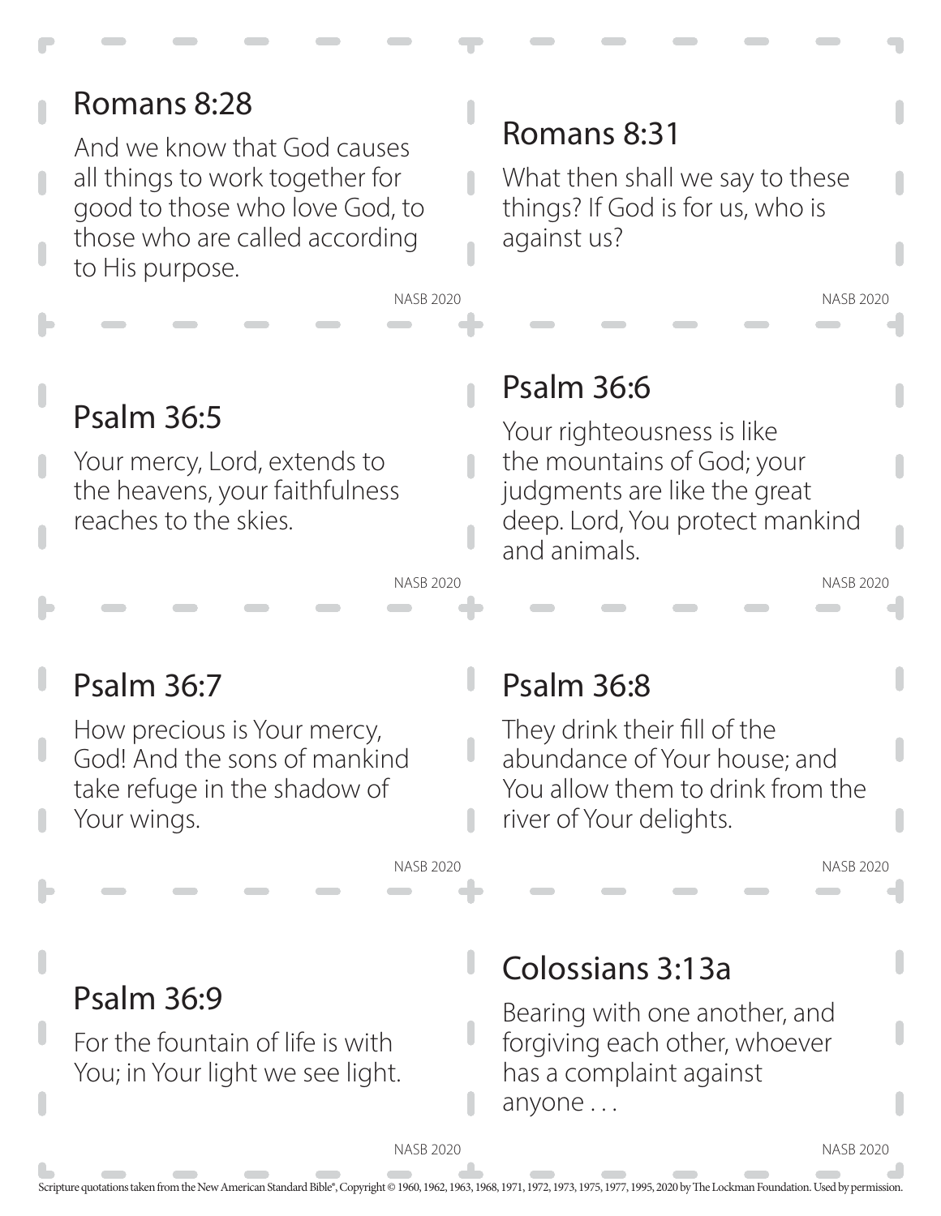## Romans 8:28

And we know that God causes all things to work together for good to those who love God, to those who are called according to His purpose.

NASB 2020

## Romans 8:31

What then shall we say to these things? If God is for us, who is against us?

NASB 2020

## Psalm 36:5

Your mercy, Lord, extends to the heavens, your faithfulness reaches to the skies.

NASB 2020

## Psalm 36:6

Your righteousness is like the mountains of God; your judgments are like the great deep. Lord, You protect mankind and animals.

NASB 2020

## Psalm 36:7

How precious is Your mercy, God! And the sons of mankind take refuge in the shadow of Your wings.

NASB 2020

## Psalm 36:8

They drink their fill of the abundance of Your house; and You allow them to drink from the river of Your delights.

NASB 2020

## Psalm 36:9

For the fountain of life is with You; in Your light we see light.

NASB 2020

## Colossians 3:13a

Bearing with one another, and forgiving each other, whoever has a complaint against anyone . . .

NASB 2020

Scripture quotations taken from the New American Standard Bible®, Copyright © 1960, 1962, 1963, 1968, 1971, 1972, 1973, 1975, 1977, 1995, 2020 by The Lockman Foundation. Used by permission.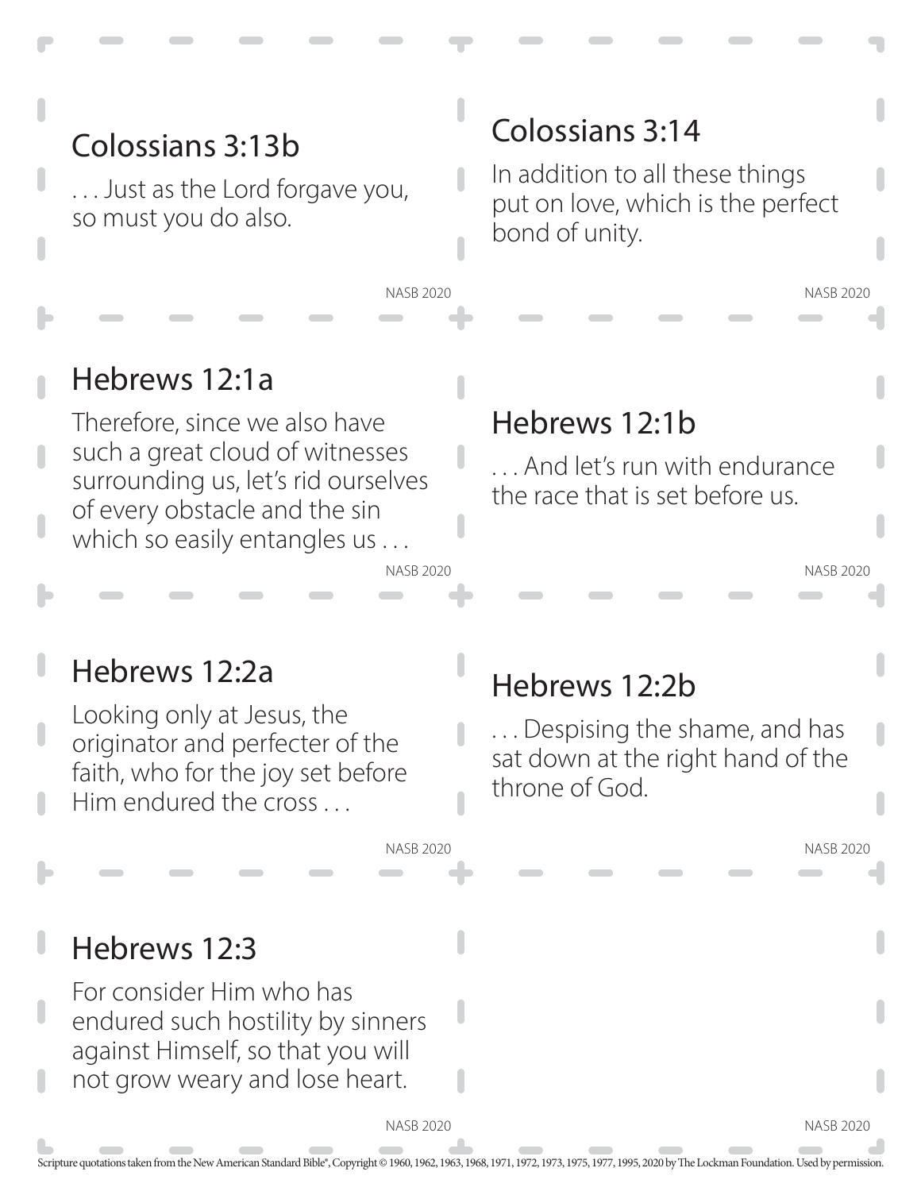## Colossians 3:13b

. . . Just as the Lord forgave you, so must you do also.

NASB 2020

## Colossians 3:14

In addition to all these things put on love, which is the perfect bond of unity.

NASB 2020

## Hebrews 12:1a

Therefore, since we also have such a great cloud of witnesses surrounding us, let's rid ourselves of every obstacle and the sin which so easily entangles us . . .

NASB 2020

## Hebrews 12:1b

. . . And let's run with endurance the race that is set before us.

NASB 2020

## Hebrews 12:2a

Looking only at Jesus, the originator and perfecter of the faith, who for the joy set before Him endured the cross . . .

NASB 2020

## Hebrews 12:2b

. . . Despising the shame, and has sat down at the right hand of the throne of God.

NASB 2020

## Hebrews 12:3

For consider Him who has endured such hostility by sinners against Himself, so that you will not grow weary and lose heart.

NASB 2020

NASB 2020

Scripture quotations taken from the New American Standard Bible®, Copyright © 1960, 1962, 1963, 1968, 1971, 1972, 1973, 1975, 1977, 1995, 2020 by The Lockman Foundation. Used by permission.